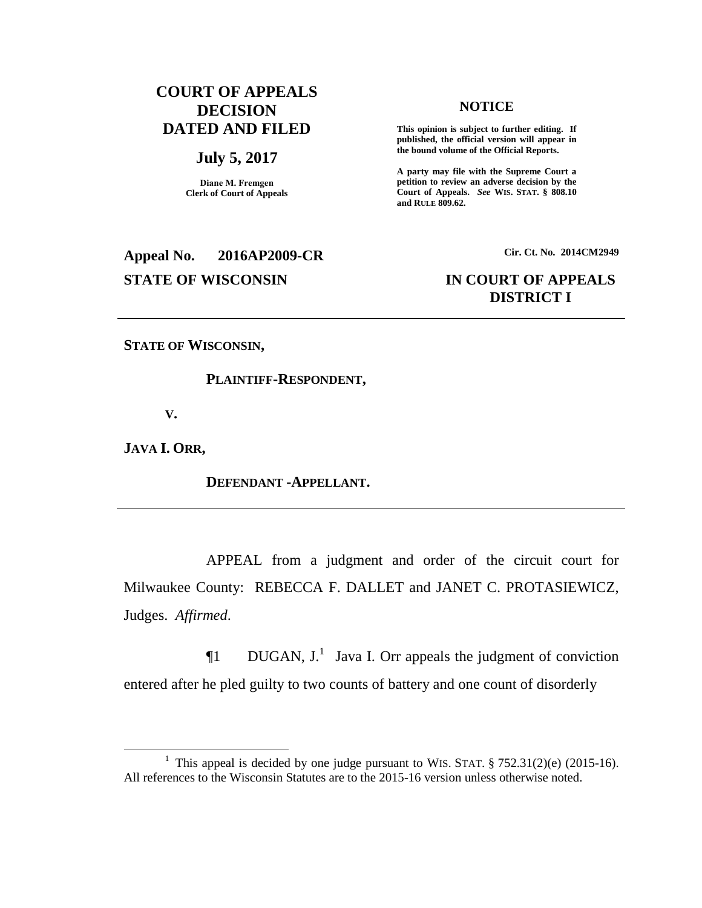**COURT OF APPEALS DECISION DATED AND FILED**

**July 5, 2017**

**Diane M. Fremgen**
**Clerk of Court of Appeals**

**NOTICE**

**This opinion is subject to further editing. If published, the official version will appear in the bound volume of the Official Reports.**

**A party may file with the Supreme Court a petition to review an adverse decision by the Court of Appeals. *See* WIS. STAT. § 808.10 and RULE 809.62.**

**Appeal No. 2016AP2009-CR**

**Cir. Ct. No. 2014CM2949**

**STATE OF WISCONSIN**

**IN COURT OF APPEALS DISTRICT I**

---

**STATE OF WISCONSIN,**

**PLAINTIFF-RESPONDENT,**

**V.**

**JAVA I. ORR,**

**DEFENDANT -APPELLANT.**

---

APPEAL from a judgment and order of the circuit court for Milwaukee County: REBECCA F. DALLET and JANET C. PROTASIEWICZ, Judges. *Affirmed*.

¶1 DUGAN, J.[1] Java I. Orr appeals the judgment of conviction entered after he pled guilty to two counts of battery and one count of disorderly

[1] This appeal is decided by one judge pursuant to WIS. STAT. § 752.31(2)(e) (2015-16). All references to the Wisconsin Statutes are to the 2015-16 version unless otherwise noted.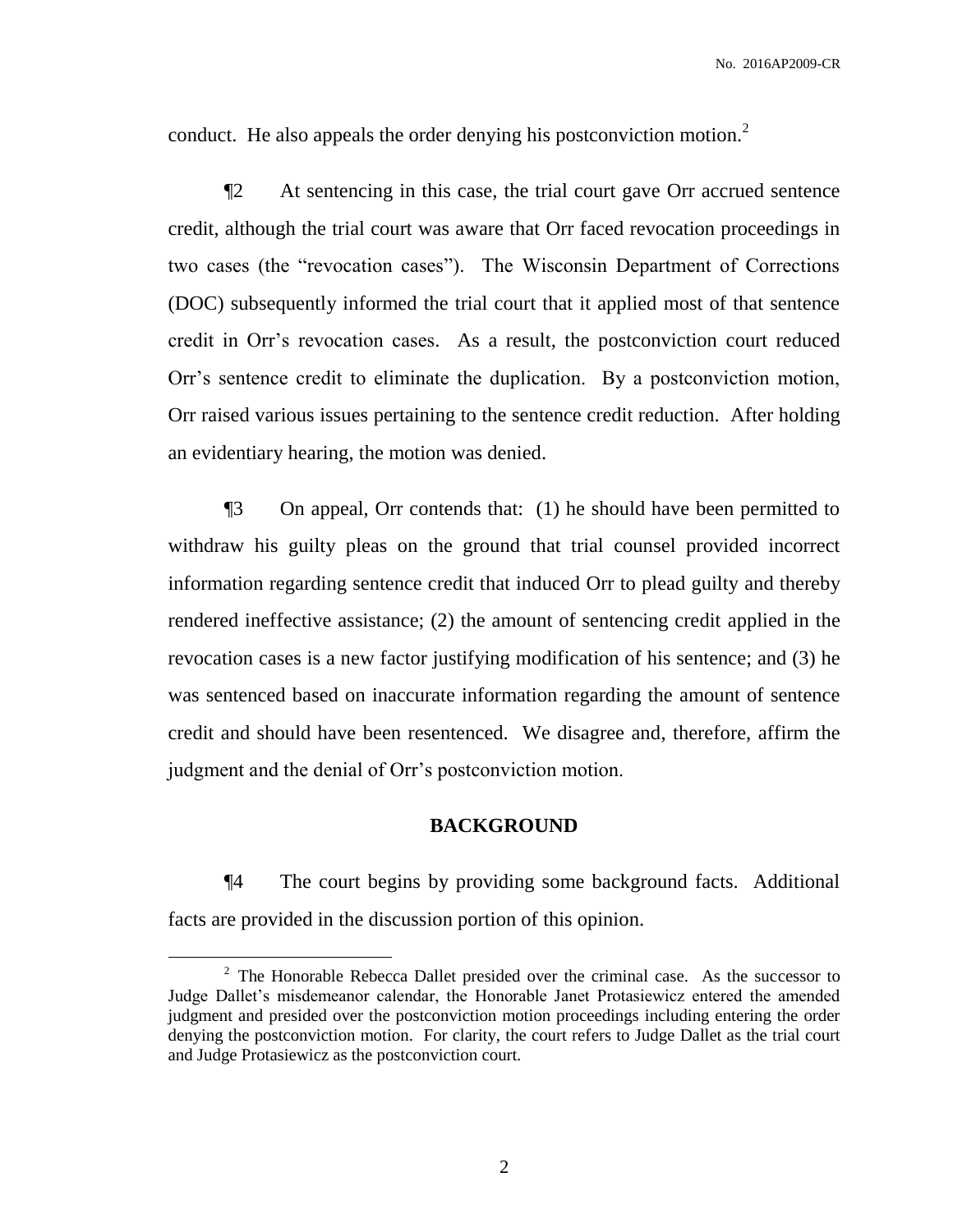conduct. He also appeals the order denying his postconviction motion.[2]

¶2 At sentencing in this case, the trial court gave Orr accrued sentence credit, although the trial court was aware that Orr faced revocation proceedings in two cases (the "revocation cases"). The Wisconsin Department of Corrections (DOC) subsequently informed the trial court that it applied most of that sentence credit in Orr's revocation cases. As a result, the postconviction court reduced Orr's sentence credit to eliminate the duplication. By a postconviction motion, Orr raised various issues pertaining to the sentence credit reduction. After holding an evidentiary hearing, the motion was denied.

¶3 On appeal, Orr contends that: (1) he should have been permitted to withdraw his guilty pleas on the ground that trial counsel provided incorrect information regarding sentence credit that induced Orr to plead guilty and thereby rendered ineffective assistance; (2) the amount of sentencing credit applied in the revocation cases is a new factor justifying modification of his sentence; and (3) he was sentenced based on inaccurate information regarding the amount of sentence credit and should have been resentenced. We disagree and, therefore, affirm the judgment and the denial of Orr's postconviction motion.

## BACKGROUND

¶4 The court begins by providing some background facts. Additional facts are provided in the discussion portion of this opinion.

[2] The Honorable Rebecca Dallet presided over the criminal case. As the successor to Judge Dallet's misdemeanor calendar, the Honorable Janet Protasiewicz entered the amended judgment and presided over the postconviction motion proceedings including entering the order denying the postconviction motion. For clarity, the court refers to Judge Dallet as the trial court and Judge Protasiewicz as the postconviction court.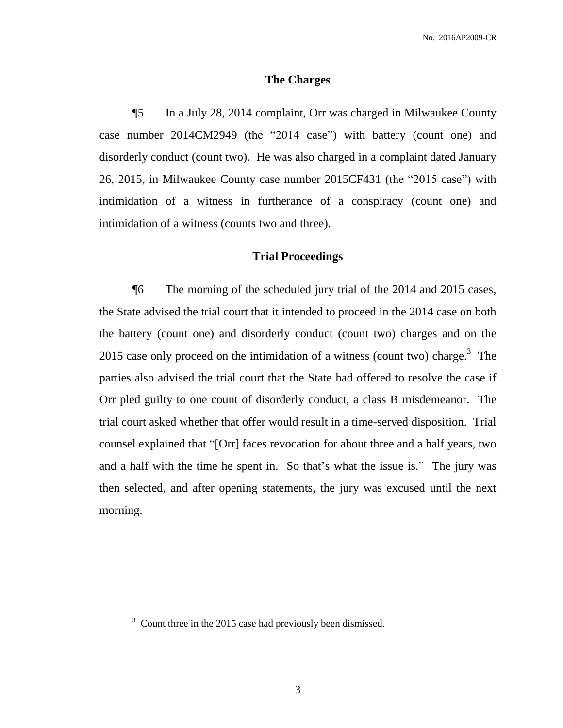## The Charges

¶5 In a July 28, 2014 complaint, Orr was charged in Milwaukee County case number 2014CM2949 (the "2014 case") with battery (count one) and disorderly conduct (count two). He was also charged in a complaint dated January 26, 2015, in Milwaukee County case number 2015CF431 (the "2015 case") with intimidation of a witness in furtherance of a conspiracy (count one) and intimidation of a witness (counts two and three).

## Trial Proceedings

¶6 The morning of the scheduled jury trial of the 2014 and 2015 cases, the State advised the trial court that it intended to proceed in the 2014 case on both the battery (count one) and disorderly conduct (count two) charges and on the 2015 case only proceed on the intimidation of a witness (count two) charge.[3] The parties also advised the trial court that the State had offered to resolve the case if Orr pled guilty to one count of disorderly conduct, a class B misdemeanor. The trial court asked whether that offer would result in a time-served disposition. Trial counsel explained that "[Orr] faces revocation for about three and a half years, two and a half with the time he spent in. So that's what the issue is." The jury was then selected, and after opening statements, the jury was excused until the next morning.

[3] Count three in the 2015 case had previously been dismissed.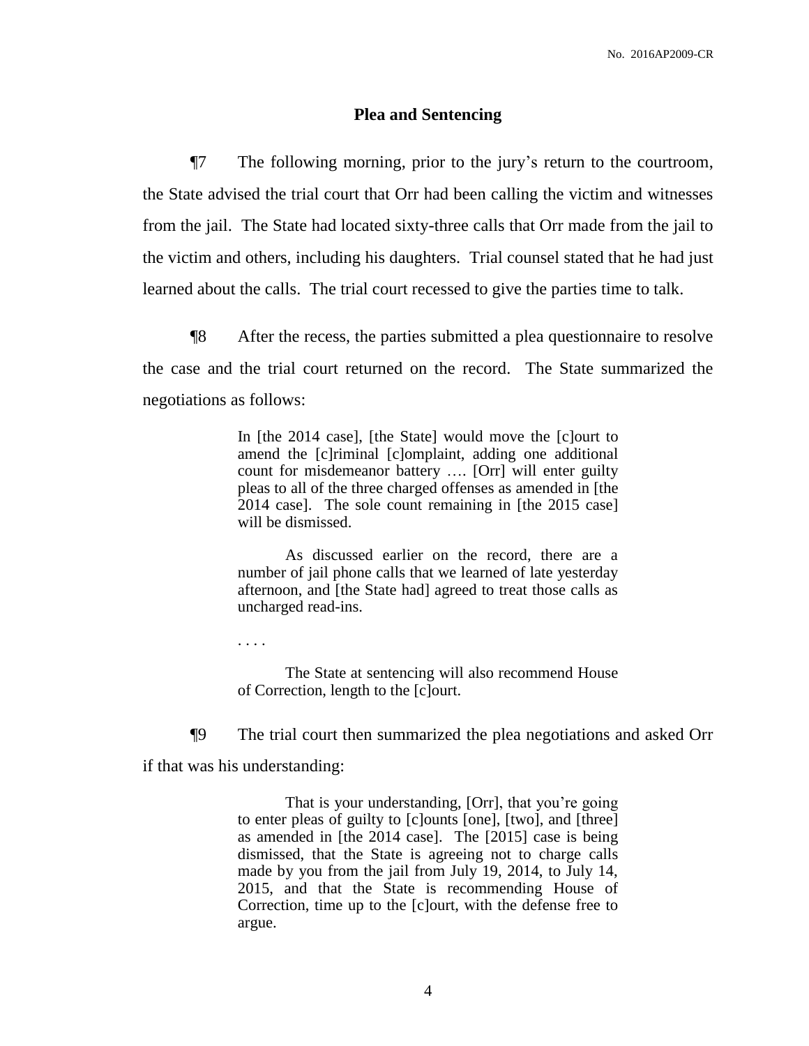## Plea and Sentencing

¶7 The following morning, prior to the jury's return to the courtroom, the State advised the trial court that Orr had been calling the victim and witnesses from the jail. The State had located sixty-three calls that Orr made from the jail to the victim and others, including his daughters. Trial counsel stated that he had just learned about the calls. The trial court recessed to give the parties time to talk.

¶8 After the recess, the parties submitted a plea questionnaire to resolve the case and the trial court returned on the record. The State summarized the negotiations as follows:

> In [the 2014 case], [the State] would move the [c]ourt to amend the [c]riminal [c]omplaint, adding one additional count for misdemeanor battery …. [Orr] will enter guilty pleas to all of the three charged offenses as amended in [the 2014 case]. The sole count remaining in [the 2015 case] will be dismissed.
>
> As discussed earlier on the record, there are a number of jail phone calls that we learned of late yesterday afternoon, and [the State had] agreed to treat those calls as uncharged read-ins.
>
> . . . .
>
> The State at sentencing will also recommend House of Correction, length to the [c]ourt.

¶9 The trial court then summarized the plea negotiations and asked Orr if that was his understanding:

> That is your understanding, [Orr], that you're going to enter pleas of guilty to [c]ounts [one], [two], and [three] as amended in [the 2014 case]. The [2015] case is being dismissed, that the State is agreeing not to charge calls made by you from the jail from July 19, 2014, to July 14, 2015, and that the State is recommending House of Correction, time up to the [c]ourt, with the defense free to argue.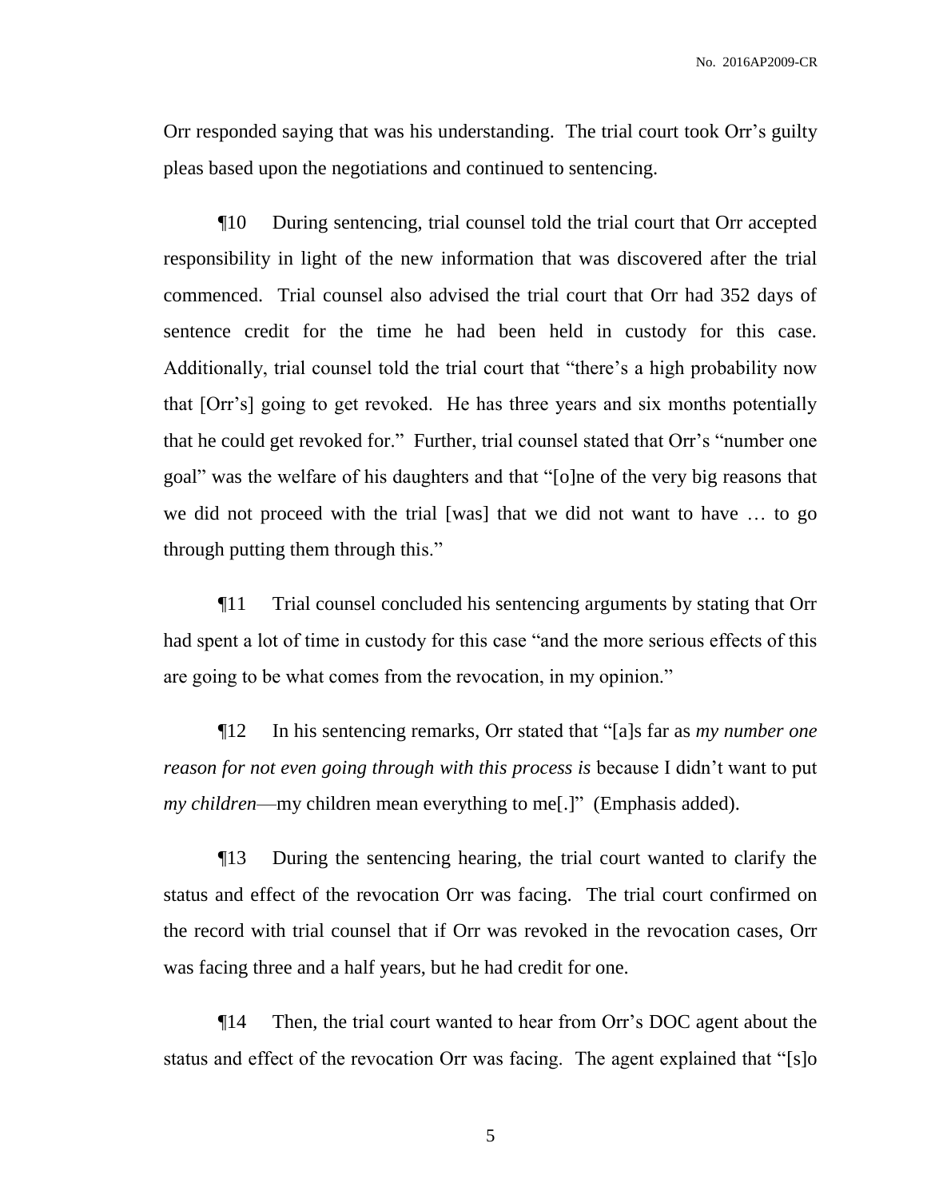Orr responded saying that was his understanding. The trial court took Orr's guilty pleas based upon the negotiations and continued to sentencing.

¶10 During sentencing, trial counsel told the trial court that Orr accepted responsibility in light of the new information that was discovered after the trial commenced. Trial counsel also advised the trial court that Orr had 352 days of sentence credit for the time he had been held in custody for this case. Additionally, trial counsel told the trial court that "there's a high probability now that [Orr's] going to get revoked. He has three years and six months potentially that he could get revoked for." Further, trial counsel stated that Orr's "number one goal" was the welfare of his daughters and that "[o]ne of the very big reasons that we did not proceed with the trial [was] that we did not want to have … to go through putting them through this."

¶11 Trial counsel concluded his sentencing arguments by stating that Orr had spent a lot of time in custody for this case "and the more serious effects of this are going to be what comes from the revocation, in my opinion."

¶12 In his sentencing remarks, Orr stated that "[a]s far as *my number one reason for not even going through with this process is* because I didn't want to put *my children*—my children mean everything to me[.]" (Emphasis added).

¶13 During the sentencing hearing, the trial court wanted to clarify the status and effect of the revocation Orr was facing. The trial court confirmed on the record with trial counsel that if Orr was revoked in the revocation cases, Orr was facing three and a half years, but he had credit for one.

¶14 Then, the trial court wanted to hear from Orr's DOC agent about the status and effect of the revocation Orr was facing. The agent explained that "[s]o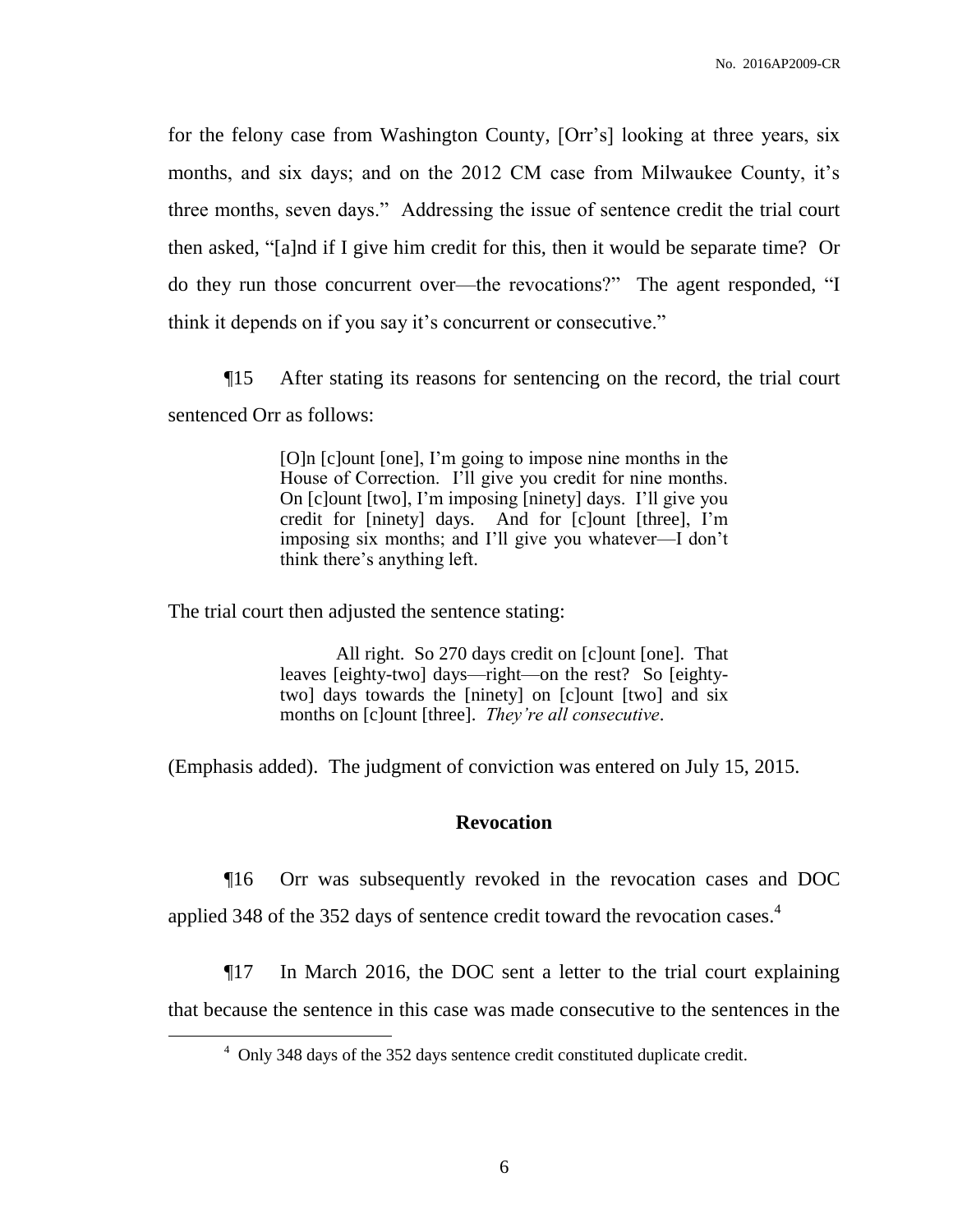for the felony case from Washington County, [Orr's] looking at three years, six months, and six days; and on the 2012 CM case from Milwaukee County, it's three months, seven days." Addressing the issue of sentence credit the trial court then asked, "[a]nd if I give him credit for this, then it would be separate time? Or do they run those concurrent over—the revocations?" The agent responded, "I think it depends on if you say it's concurrent or consecutive."

¶15 After stating its reasons for sentencing on the record, the trial court sentenced Orr as follows:

> [O]n [c]ount [one], I'm going to impose nine months in the House of Correction. I'll give you credit for nine months. On [c]ount [two], I'm imposing [ninety] days. I'll give you credit for [ninety] days. And for [c]ount [three], I'm imposing six months; and I'll give you whatever—I don't think there's anything left.

The trial court then adjusted the sentence stating:

> All right. So 270 days credit on [c]ount [one]. That leaves [eighty-two] days—right—on the rest? So [eighty-two] days towards the [ninety] on [c]ount [two] and six months on [c]ount [three]. *They're all consecutive*.

(Emphasis added). The judgment of conviction was entered on July 15, 2015.

## Revocation

¶16 Orr was subsequently revoked in the revocation cases and DOC applied 348 of the 352 days of sentence credit toward the revocation cases.[4]

¶17 In March 2016, the DOC sent a letter to the trial court explaining that because the sentence in this case was made consecutive to the sentences in the

[4] Only 348 days of the 352 days sentence credit constituted duplicate credit.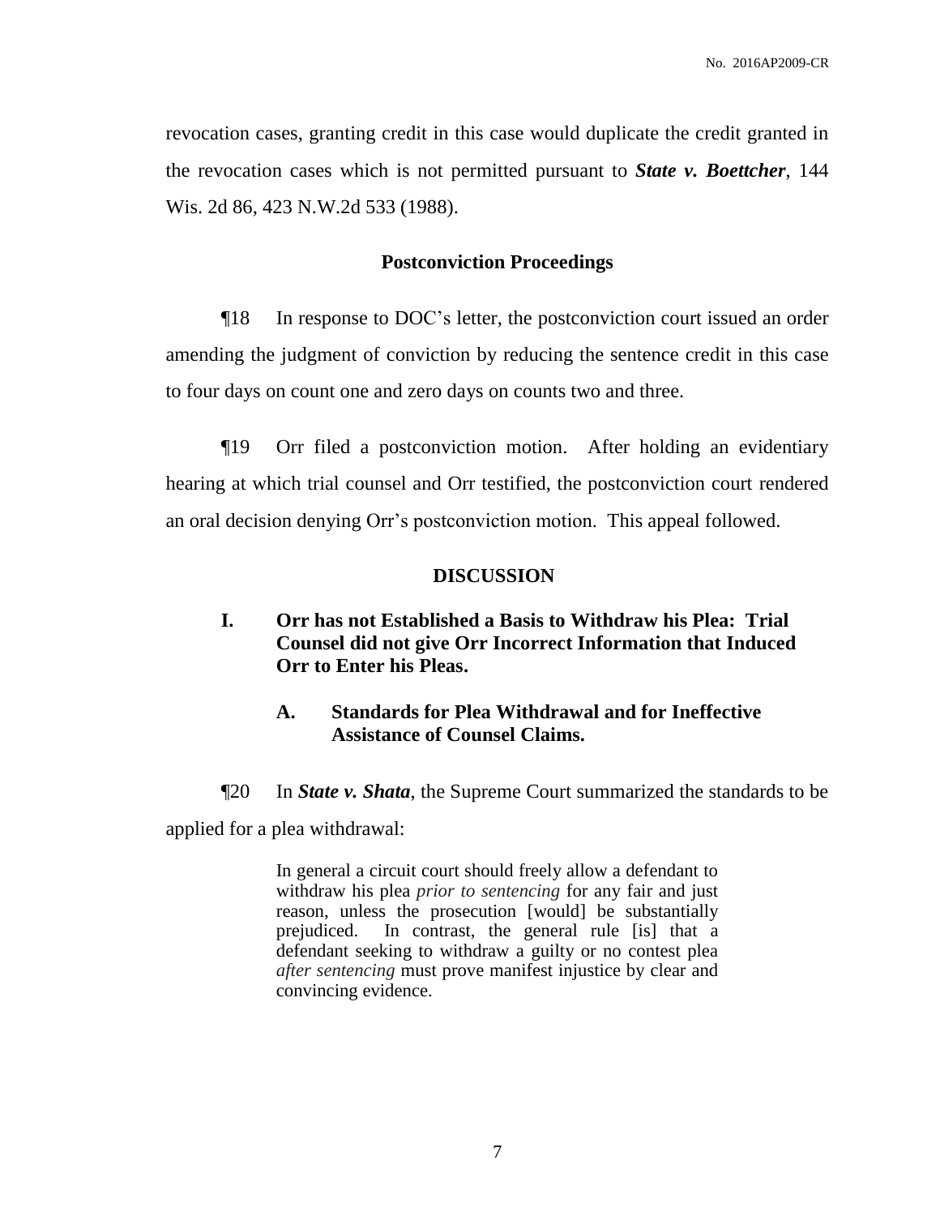revocation cases, granting credit in this case would duplicate the credit granted in the revocation cases which is not permitted pursuant to ***State v. Boettcher***, 144 Wis. 2d 86, 423 N.W.2d 533 (1988).

## Postconviction Proceedings

¶18 In response to DOC's letter, the postconviction court issued an order amending the judgment of conviction by reducing the sentence credit in this case to four days on count one and zero days on counts two and three.

¶19 Orr filed a postconviction motion. After holding an evidentiary hearing at which trial counsel and Orr testified, the postconviction court rendered an oral decision denying Orr's postconviction motion. This appeal followed.

## DISCUSSION

### I. Orr has not Established a Basis to Withdraw his Plea: Trial Counsel did not give Orr Incorrect Information that Induced Orr to Enter his Pleas.

#### A. Standards for Plea Withdrawal and for Ineffective Assistance of Counsel Claims.

¶20 In ***State v. Shata***, the Supreme Court summarized the standards to be applied for a plea withdrawal:

> In general a circuit court should freely allow a defendant to withdraw his plea *prior to sentencing* for any fair and just reason, unless the prosecution [would] be substantially prejudiced. In contrast, the general rule [is] that a defendant seeking to withdraw a guilty or no contest plea *after sentencing* must prove manifest injustice by clear and convincing evidence.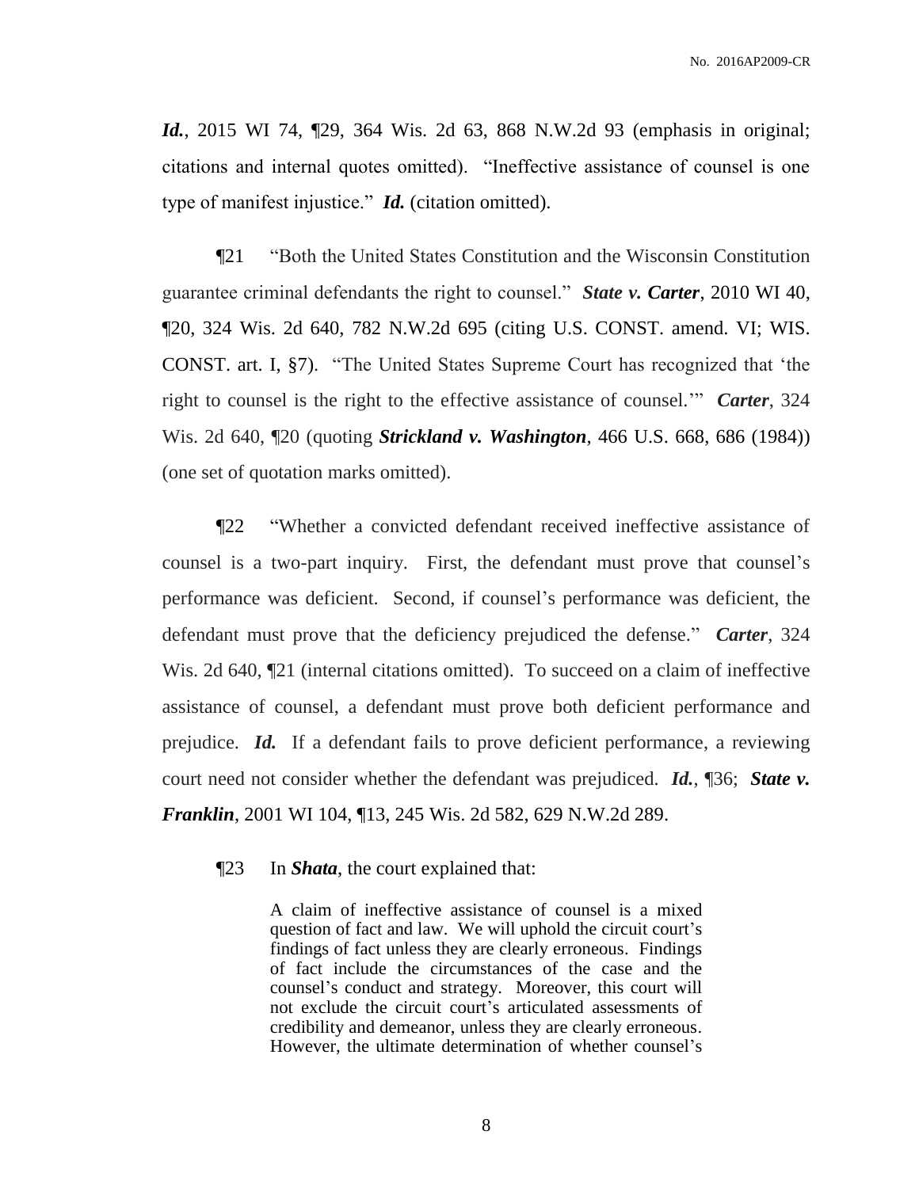***Id.***, 2015 WI 74, ¶29, 364 Wis. 2d 63, 868 N.W.2d 93 (emphasis in original; citations and internal quotes omitted). "Ineffective assistance of counsel is one type of manifest injustice." ***Id.*** (citation omitted).

¶21 "Both the United States Constitution and the Wisconsin Constitution guarantee criminal defendants the right to counsel." ***State v. Carter***, 2010 WI 40, ¶20, 324 Wis. 2d 640, 782 N.W.2d 695 (citing U.S. CONST. amend. VI; WIS. CONST. art. I, §7). "The United States Supreme Court has recognized that 'the right to counsel is the right to the effective assistance of counsel.'" ***Carter***, 324 Wis. 2d 640, ¶20 (quoting ***Strickland v. Washington***, 466 U.S. 668, 686 (1984)) (one set of quotation marks omitted).

¶22 "Whether a convicted defendant received ineffective assistance of counsel is a two-part inquiry. First, the defendant must prove that counsel's performance was deficient. Second, if counsel's performance was deficient, the defendant must prove that the deficiency prejudiced the defense." ***Carter***, 324 Wis. 2d 640, ¶21 (internal citations omitted). To succeed on a claim of ineffective assistance of counsel, a defendant must prove both deficient performance and prejudice. ***Id.*** If a defendant fails to prove deficient performance, a reviewing court need not consider whether the defendant was prejudiced. ***Id.***, ¶36; ***State v. Franklin***, 2001 WI 104, ¶13, 245 Wis. 2d 582, 629 N.W.2d 289.

¶23 In ***Shata***, the court explained that:

> A claim of ineffective assistance of counsel is a mixed question of fact and law. We will uphold the circuit court's findings of fact unless they are clearly erroneous. Findings of fact include the circumstances of the case and the counsel's conduct and strategy. Moreover, this court will not exclude the circuit court's articulated assessments of credibility and demeanor, unless they are clearly erroneous. However, the ultimate determination of whether counsel's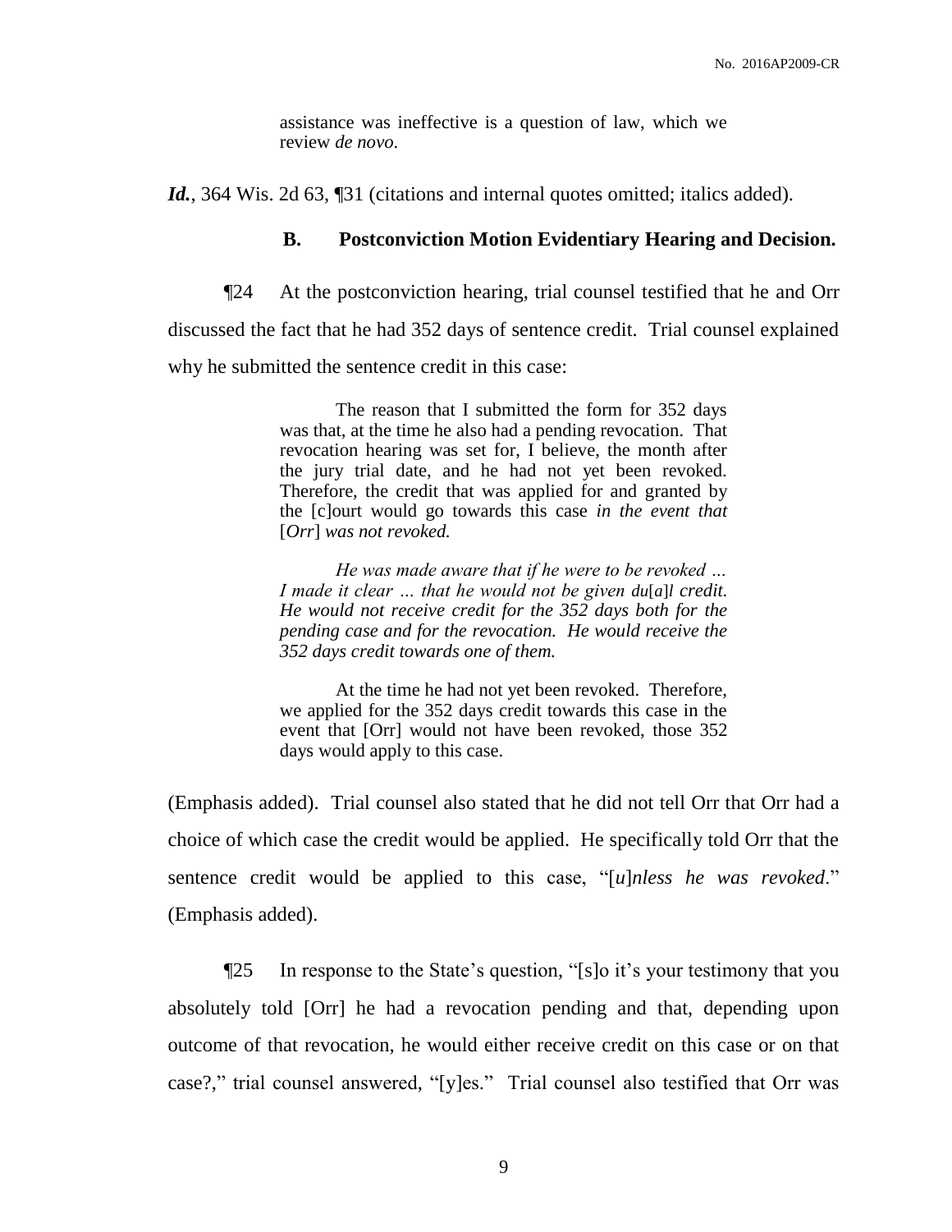> assistance was ineffective is a question of law, which we review *de novo*.

***Id.***, 364 Wis. 2d 63, ¶31 (citations and internal quotes omitted; italics added).

### B. Postconviction Motion Evidentiary Hearing and Decision.

¶24 At the postconviction hearing, trial counsel testified that he and Orr discussed the fact that he had 352 days of sentence credit. Trial counsel explained why he submitted the sentence credit in this case:

> The reason that I submitted the form for 352 days was that, at the time he also had a pending revocation. That revocation hearing was set for, I believe, the month after the jury trial date, and he had not yet been revoked. Therefore, the credit that was applied for and granted by the [c]ourt would go towards this case *in the event that* [*Orr*] *was not revoked.*
>
> *He was made aware that if he were to be revoked … I made it clear … that he would not be given du*[*a*]*l credit. He would not receive credit for the 352 days both for the pending case and for the revocation. He would receive the 352 days credit towards one of them.*
>
> At the time he had not yet been revoked. Therefore, we applied for the 352 days credit towards this case in the event that [Orr] would not have been revoked, those 352 days would apply to this case.

(Emphasis added). Trial counsel also stated that he did not tell Orr that Orr had a choice of which case the credit would be applied. He specifically told Orr that the sentence credit would be applied to this case, "[*u*]*nless he was revoked*." (Emphasis added).

¶25 In response to the State's question, "[s]o it's your testimony that you absolutely told [Orr] he had a revocation pending and that, depending upon outcome of that revocation, he would either receive credit on this case or on that case?," trial counsel answered, "[y]es." Trial counsel also testified that Orr was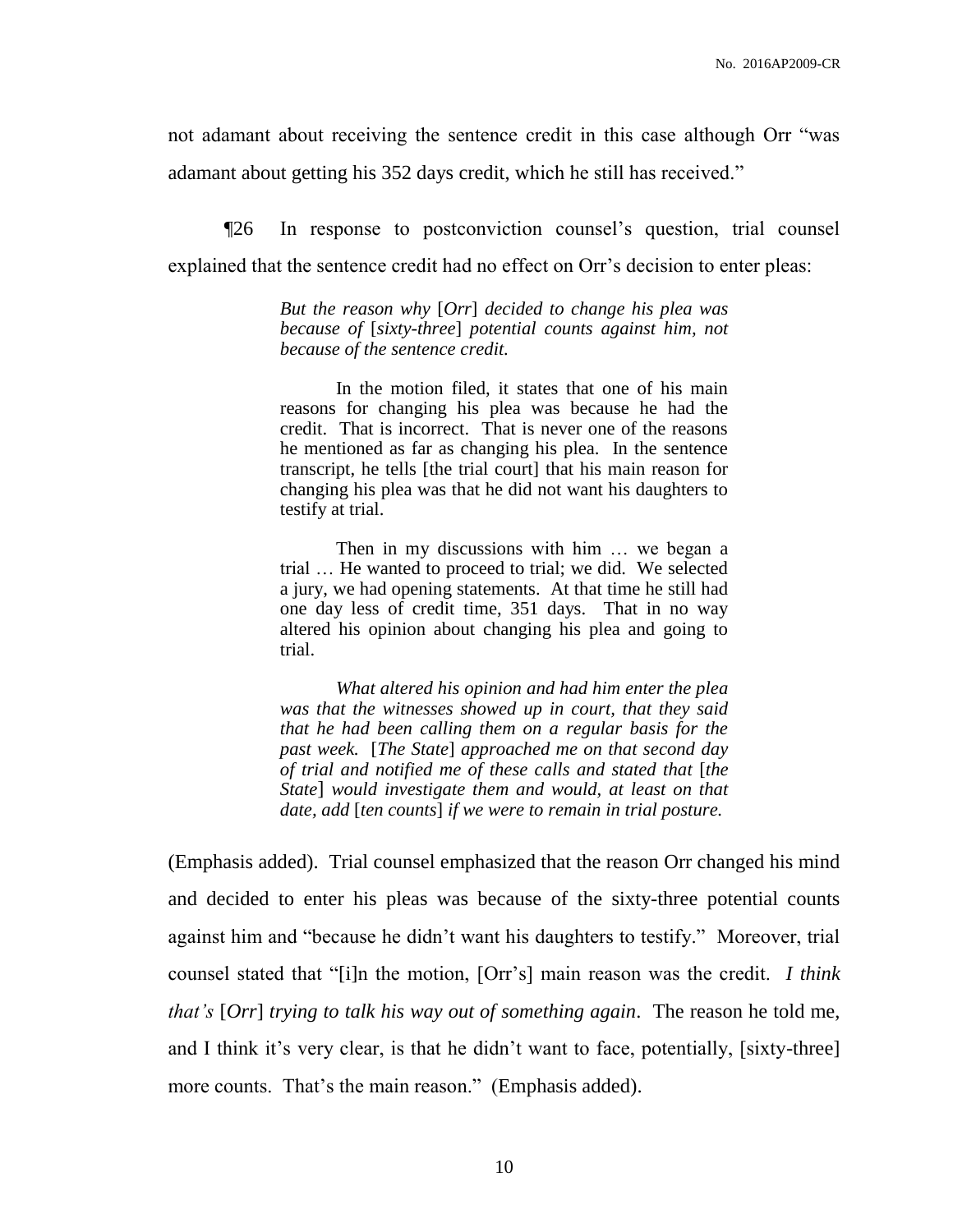not adamant about receiving the sentence credit in this case although Orr "was adamant about getting his 352 days credit, which he still has received."

¶26 In response to postconviction counsel's question, trial counsel explained that the sentence credit had no effect on Orr's decision to enter pleas:

> *But the reason why* [*Orr*] *decided to change his plea was because of* [*sixty-three*] *potential counts against him, not because of the sentence credit.*
>
> In the motion filed, it states that one of his main reasons for changing his plea was because he had the credit. That is incorrect. That is never one of the reasons he mentioned as far as changing his plea. In the sentence transcript, he tells [the trial court] that his main reason for changing his plea was that he did not want his daughters to testify at trial.
>
> Then in my discussions with him … we began a trial … He wanted to proceed to trial; we did. We selected a jury, we had opening statements. At that time he still had one day less of credit time, 351 days. That in no way altered his opinion about changing his plea and going to trial.
>
> *What altered his opinion and had him enter the plea was that the witnesses showed up in court, that they said that he had been calling them on a regular basis for the past week.* [*The State*] *approached me on that second day of trial and notified me of these calls and stated that* [*the State*] *would investigate them and would, at least on that date, add* [*ten counts*] *if we were to remain in trial posture.*

(Emphasis added). Trial counsel emphasized that the reason Orr changed his mind and decided to enter his pleas was because of the sixty-three potential counts against him and "because he didn't want his daughters to testify." Moreover, trial counsel stated that "[i]n the motion, [Orr's] main reason was the credit. *I think that's* [*Orr*] *trying to talk his way out of something again*. The reason he told me, and I think it's very clear, is that he didn't want to face, potentially, [sixty-three] more counts. That's the main reason." (Emphasis added).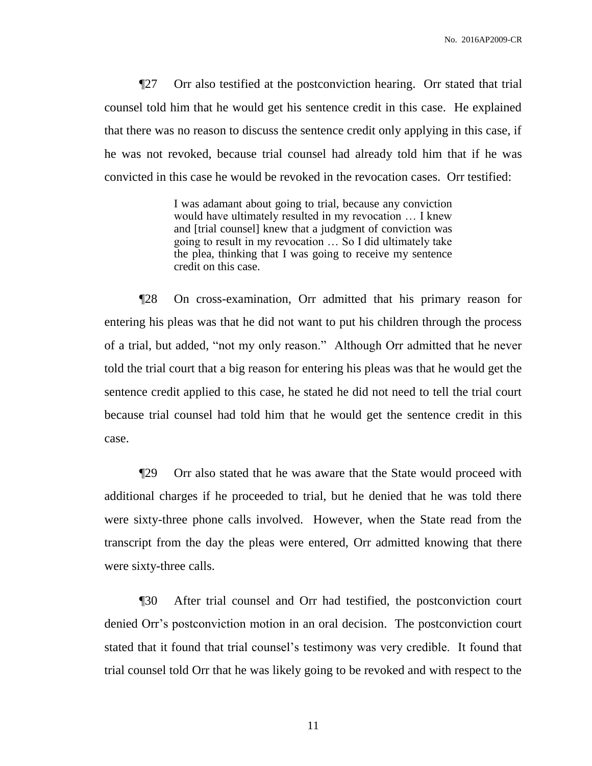¶27 Orr also testified at the postconviction hearing. Orr stated that trial counsel told him that he would get his sentence credit in this case. He explained that there was no reason to discuss the sentence credit only applying in this case, if he was not revoked, because trial counsel had already told him that if he was convicted in this case he would be revoked in the revocation cases. Orr testified:

> I was adamant about going to trial, because any conviction would have ultimately resulted in my revocation … I knew and [trial counsel] knew that a judgment of conviction was going to result in my revocation … So I did ultimately take the plea, thinking that I was going to receive my sentence credit on this case.

¶28 On cross-examination, Orr admitted that his primary reason for entering his pleas was that he did not want to put his children through the process of a trial, but added, "not my only reason." Although Orr admitted that he never told the trial court that a big reason for entering his pleas was that he would get the sentence credit applied to this case, he stated he did not need to tell the trial court because trial counsel had told him that he would get the sentence credit in this case.

¶29 Orr also stated that he was aware that the State would proceed with additional charges if he proceeded to trial, but he denied that he was told there were sixty-three phone calls involved. However, when the State read from the transcript from the day the pleas were entered, Orr admitted knowing that there were sixty-three calls.

¶30 After trial counsel and Orr had testified, the postconviction court denied Orr's postconviction motion in an oral decision. The postconviction court stated that it found that trial counsel's testimony was very credible. It found that trial counsel told Orr that he was likely going to be revoked and with respect to the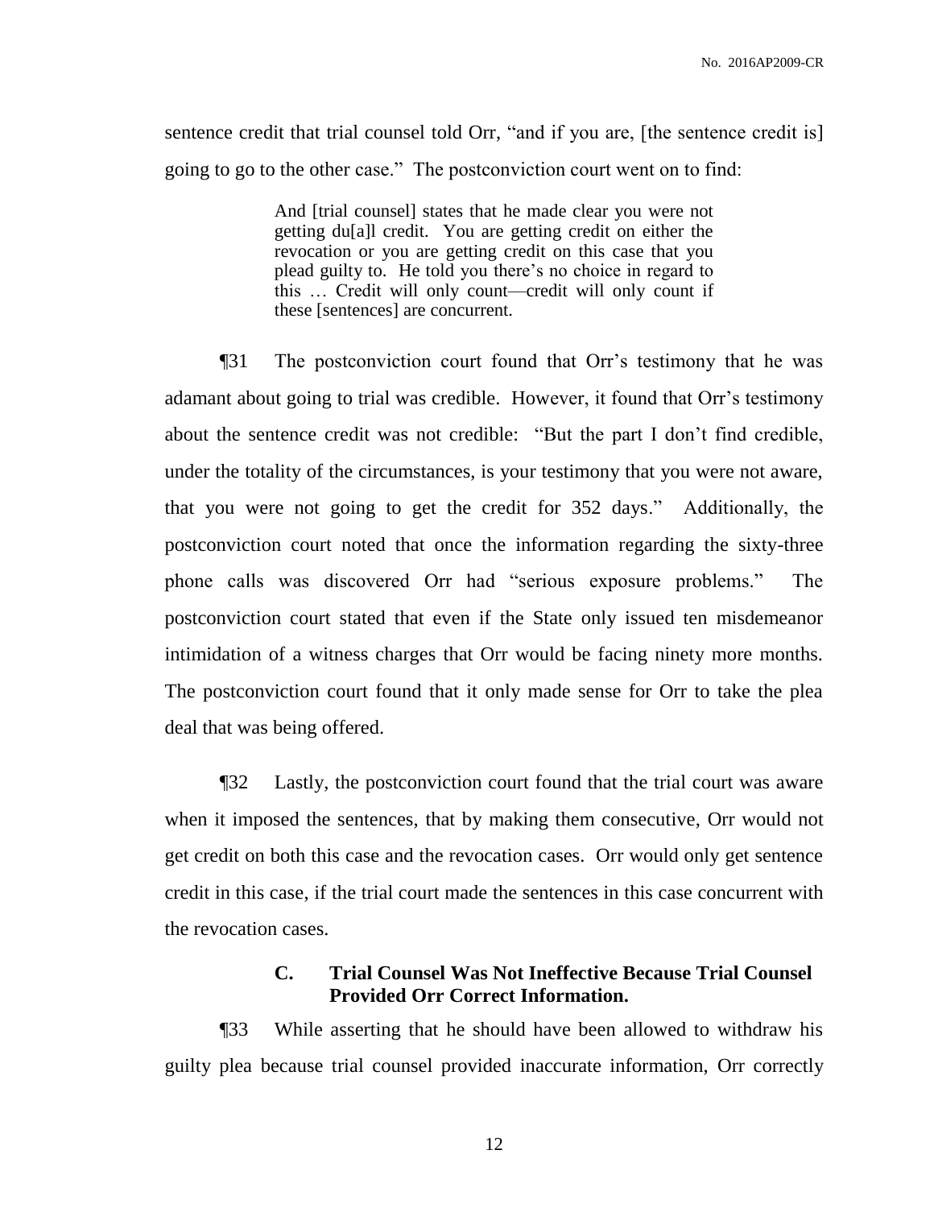sentence credit that trial counsel told Orr, "and if you are, [the sentence credit is] going to go to the other case." The postconviction court went on to find:

> And [trial counsel] states that he made clear you were not getting du[a]l credit. You are getting credit on either the revocation or you are getting credit on this case that you plead guilty to. He told you there's no choice in regard to this … Credit will only count—credit will only count if these [sentences] are concurrent.

¶31 The postconviction court found that Orr's testimony that he was adamant about going to trial was credible. However, it found that Orr's testimony about the sentence credit was not credible: "But the part I don't find credible, under the totality of the circumstances, is your testimony that you were not aware, that you were not going to get the credit for 352 days." Additionally, the postconviction court noted that once the information regarding the sixty-three phone calls was discovered Orr had "serious exposure problems." The postconviction court stated that even if the State only issued ten misdemeanor intimidation of a witness charges that Orr would be facing ninety more months. The postconviction court found that it only made sense for Orr to take the plea deal that was being offered.

¶32 Lastly, the postconviction court found that the trial court was aware when it imposed the sentences, that by making them consecutive, Orr would not get credit on both this case and the revocation cases. Orr would only get sentence credit in this case, if the trial court made the sentences in this case concurrent with the revocation cases.

### C. Trial Counsel Was Not Ineffective Because Trial Counsel Provided Orr Correct Information.

¶33 While asserting that he should have been allowed to withdraw his guilty plea because trial counsel provided inaccurate information, Orr correctly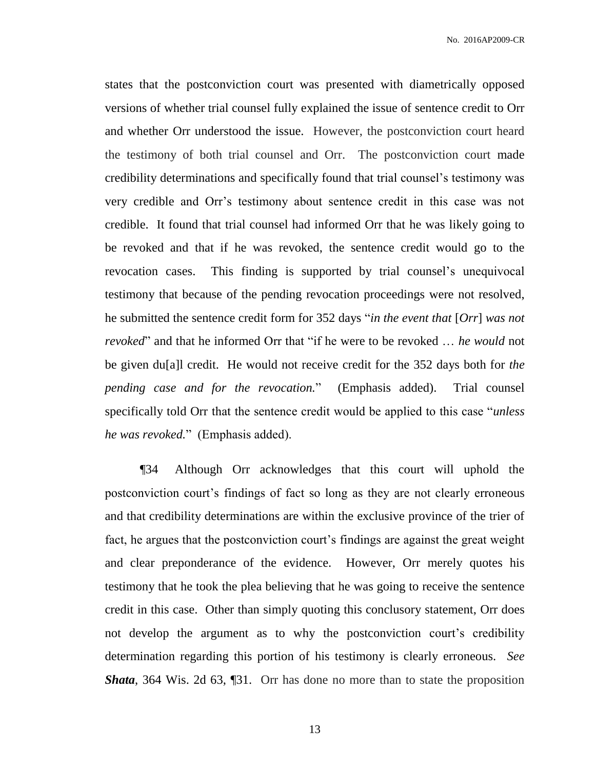states that the postconviction court was presented with diametrically opposed versions of whether trial counsel fully explained the issue of sentence credit to Orr and whether Orr understood the issue. However, the postconviction court heard the testimony of both trial counsel and Orr. The postconviction court made credibility determinations and specifically found that trial counsel's testimony was very credible and Orr's testimony about sentence credit in this case was not credible. It found that trial counsel had informed Orr that he was likely going to be revoked and that if he was revoked, the sentence credit would go to the revocation cases. This finding is supported by trial counsel's unequivocal testimony that because of the pending revocation proceedings were not resolved, he submitted the sentence credit form for 352 days "*in the event that* [*Orr*] *was not revoked*" and that he informed Orr that "if he were to be revoked … *he would* not be given du[a]l credit. He would not receive credit for the 352 days both for *the pending case and for the revocation.*" (Emphasis added). Trial counsel specifically told Orr that the sentence credit would be applied to this case "*unless he was revoked.*" (Emphasis added).

¶34 Although Orr acknowledges that this court will uphold the postconviction court's findings of fact so long as they are not clearly erroneous and that credibility determinations are within the exclusive province of the trier of fact, he argues that the postconviction court's findings are against the great weight and clear preponderance of the evidence. However, Orr merely quotes his testimony that he took the plea believing that he was going to receive the sentence credit in this case. Other than simply quoting this conclusory statement, Orr does not develop the argument as to why the postconviction court's credibility determination regarding this portion of his testimony is clearly erroneous. *See* ***Shata***, 364 Wis. 2d 63, ¶31. Orr has done no more than to state the proposition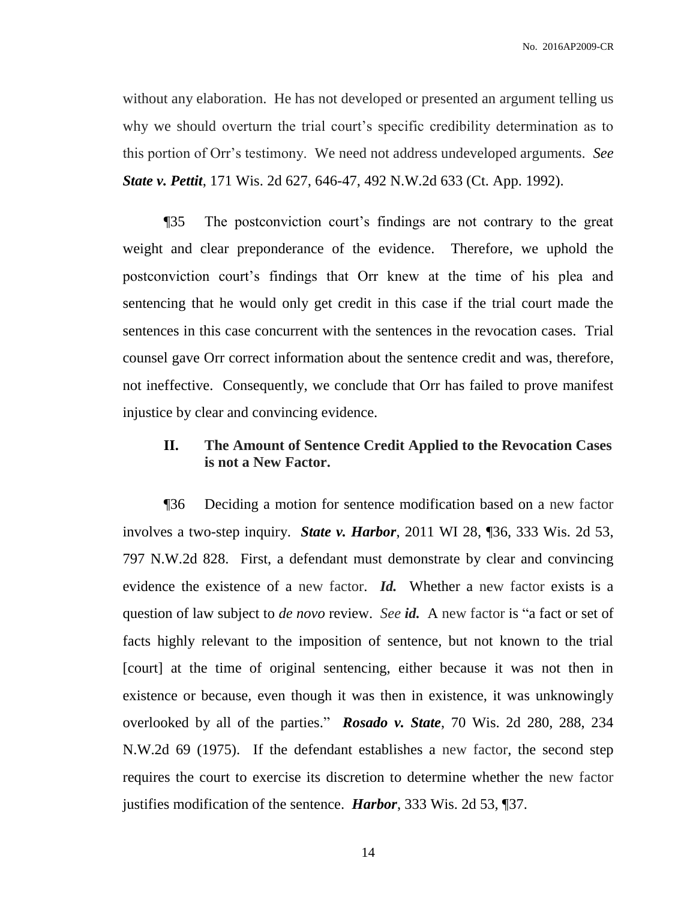without any elaboration. He has not developed or presented an argument telling us why we should overturn the trial court's specific credibility determination as to this portion of Orr's testimony. We need not address undeveloped arguments. *See* ***State v. Pettit***, 171 Wis. 2d 627, 646-47, 492 N.W.2d 633 (Ct. App. 1992).

¶35 The postconviction court's findings are not contrary to the great weight and clear preponderance of the evidence. Therefore, we uphold the postconviction court's findings that Orr knew at the time of his plea and sentencing that he would only get credit in this case if the trial court made the sentences in this case concurrent with the sentences in the revocation cases. Trial counsel gave Orr correct information about the sentence credit and was, therefore, not ineffective. Consequently, we conclude that Orr has failed to prove manifest injustice by clear and convincing evidence.

## II. The Amount of Sentence Credit Applied to the Revocation Cases is not a New Factor.

¶36 Deciding a motion for sentence modification based on a new factor involves a two-step inquiry. ***State v. Harbor***, 2011 WI 28, ¶36, 333 Wis. 2d 53, 797 N.W.2d 828. First, a defendant must demonstrate by clear and convincing evidence the existence of a new factor. ***Id.*** Whether a new factor exists is a question of law subject to *de novo* review. *See* ***id.*** A new factor is "a fact or set of facts highly relevant to the imposition of sentence, but not known to the trial [court] at the time of original sentencing, either because it was not then in existence or because, even though it was then in existence, it was unknowingly overlooked by all of the parties." ***Rosado v. State***, 70 Wis. 2d 280, 288, 234 N.W.2d 69 (1975). If the defendant establishes a new factor, the second step requires the court to exercise its discretion to determine whether the new factor justifies modification of the sentence. ***Harbor***, 333 Wis. 2d 53, ¶37.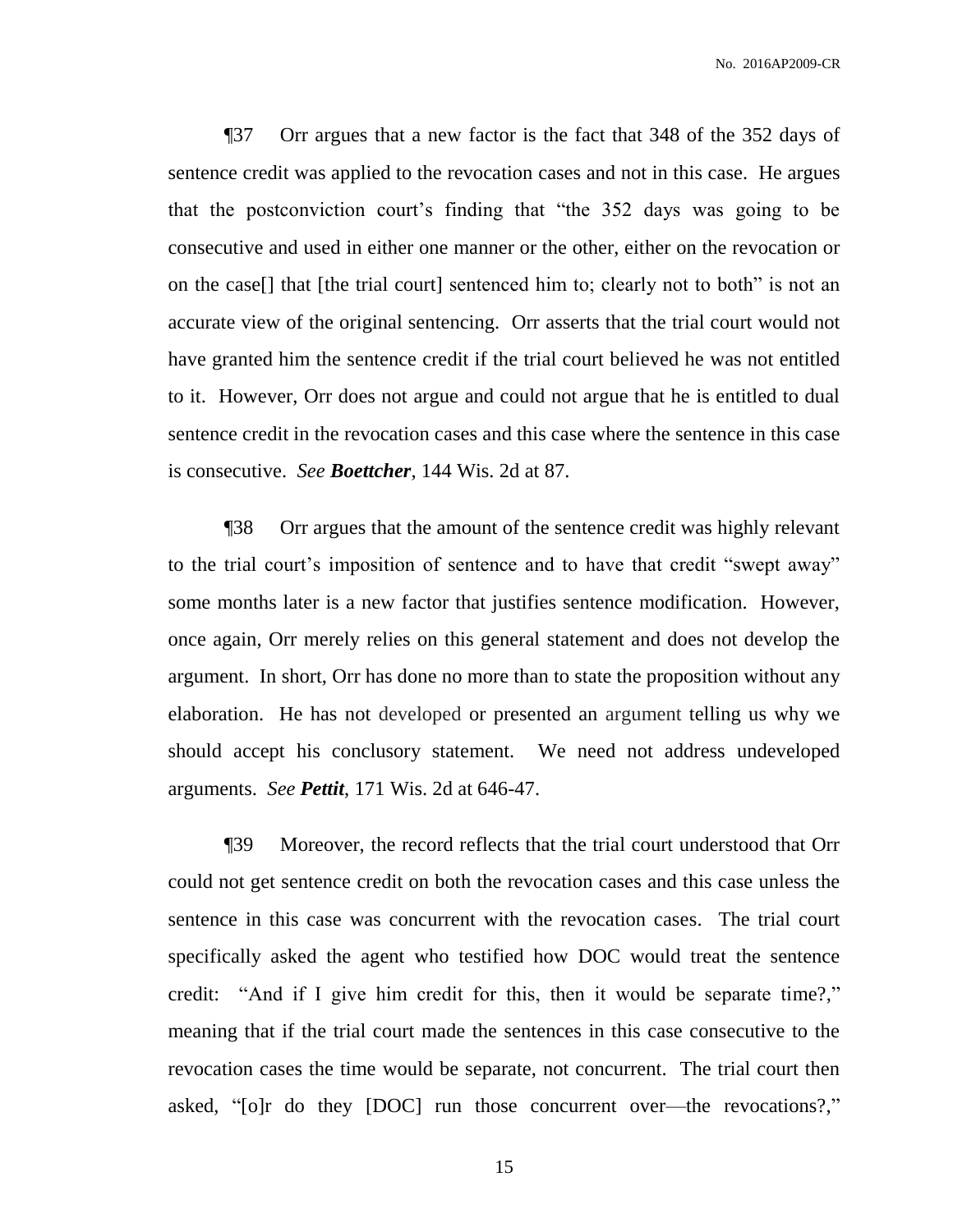¶37 Orr argues that a new factor is the fact that 348 of the 352 days of sentence credit was applied to the revocation cases and not in this case. He argues that the postconviction court's finding that "the 352 days was going to be consecutive and used in either one manner or the other, either on the revocation or on the case[] that [the trial court] sentenced him to; clearly not to both" is not an accurate view of the original sentencing. Orr asserts that the trial court would not have granted him the sentence credit if the trial court believed he was not entitled to it. However, Orr does not argue and could not argue that he is entitled to dual sentence credit in the revocation cases and this case where the sentence in this case is consecutive. *See* ***Boettcher***, 144 Wis. 2d at 87.

¶38 Orr argues that the amount of the sentence credit was highly relevant to the trial court's imposition of sentence and to have that credit "swept away" some months later is a new factor that justifies sentence modification. However, once again, Orr merely relies on this general statement and does not develop the argument. In short, Orr has done no more than to state the proposition without any elaboration. He has not developed or presented an argument telling us why we should accept his conclusory statement. We need not address undeveloped arguments. *See* ***Pettit***, 171 Wis. 2d at 646-47.

¶39 Moreover, the record reflects that the trial court understood that Orr could not get sentence credit on both the revocation cases and this case unless the sentence in this case was concurrent with the revocation cases. The trial court specifically asked the agent who testified how DOC would treat the sentence credit: "And if I give him credit for this, then it would be separate time?," meaning that if the trial court made the sentences in this case consecutive to the revocation cases the time would be separate, not concurrent. The trial court then asked, "[o]r do they [DOC] run those concurrent over—the revocations?,"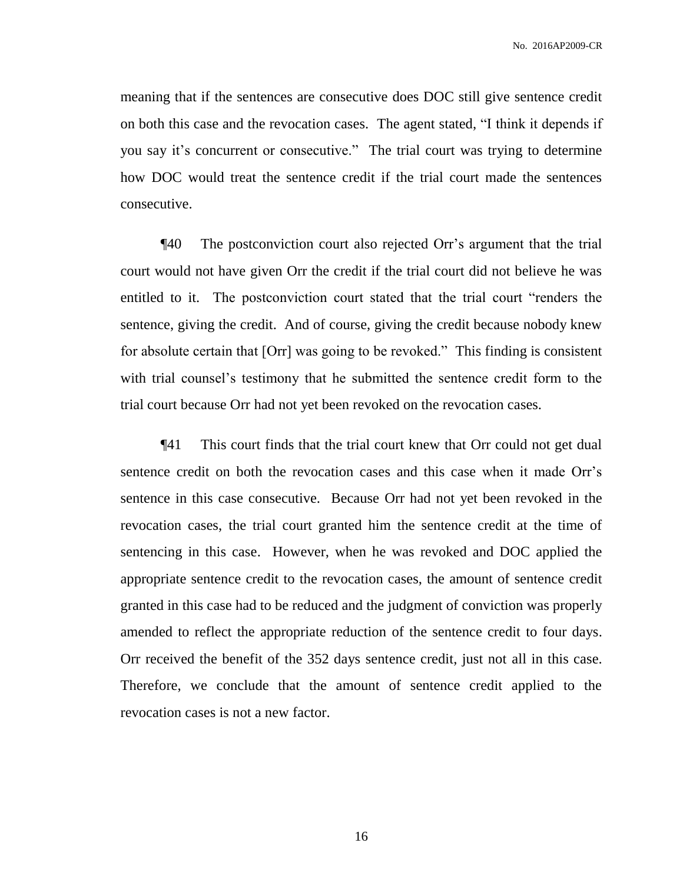meaning that if the sentences are consecutive does DOC still give sentence credit on both this case and the revocation cases. The agent stated, "I think it depends if you say it's concurrent or consecutive." The trial court was trying to determine how DOC would treat the sentence credit if the trial court made the sentences consecutive.

¶40 The postconviction court also rejected Orr's argument that the trial court would not have given Orr the credit if the trial court did not believe he was entitled to it. The postconviction court stated that the trial court "renders the sentence, giving the credit. And of course, giving the credit because nobody knew for absolute certain that [Orr] was going to be revoked." This finding is consistent with trial counsel's testimony that he submitted the sentence credit form to the trial court because Orr had not yet been revoked on the revocation cases.

¶41 This court finds that the trial court knew that Orr could not get dual sentence credit on both the revocation cases and this case when it made Orr's sentence in this case consecutive. Because Orr had not yet been revoked in the revocation cases, the trial court granted him the sentence credit at the time of sentencing in this case. However, when he was revoked and DOC applied the appropriate sentence credit to the revocation cases, the amount of sentence credit granted in this case had to be reduced and the judgment of conviction was properly amended to reflect the appropriate reduction of the sentence credit to four days. Orr received the benefit of the 352 days sentence credit, just not all in this case. Therefore, we conclude that the amount of sentence credit applied to the revocation cases is not a new factor.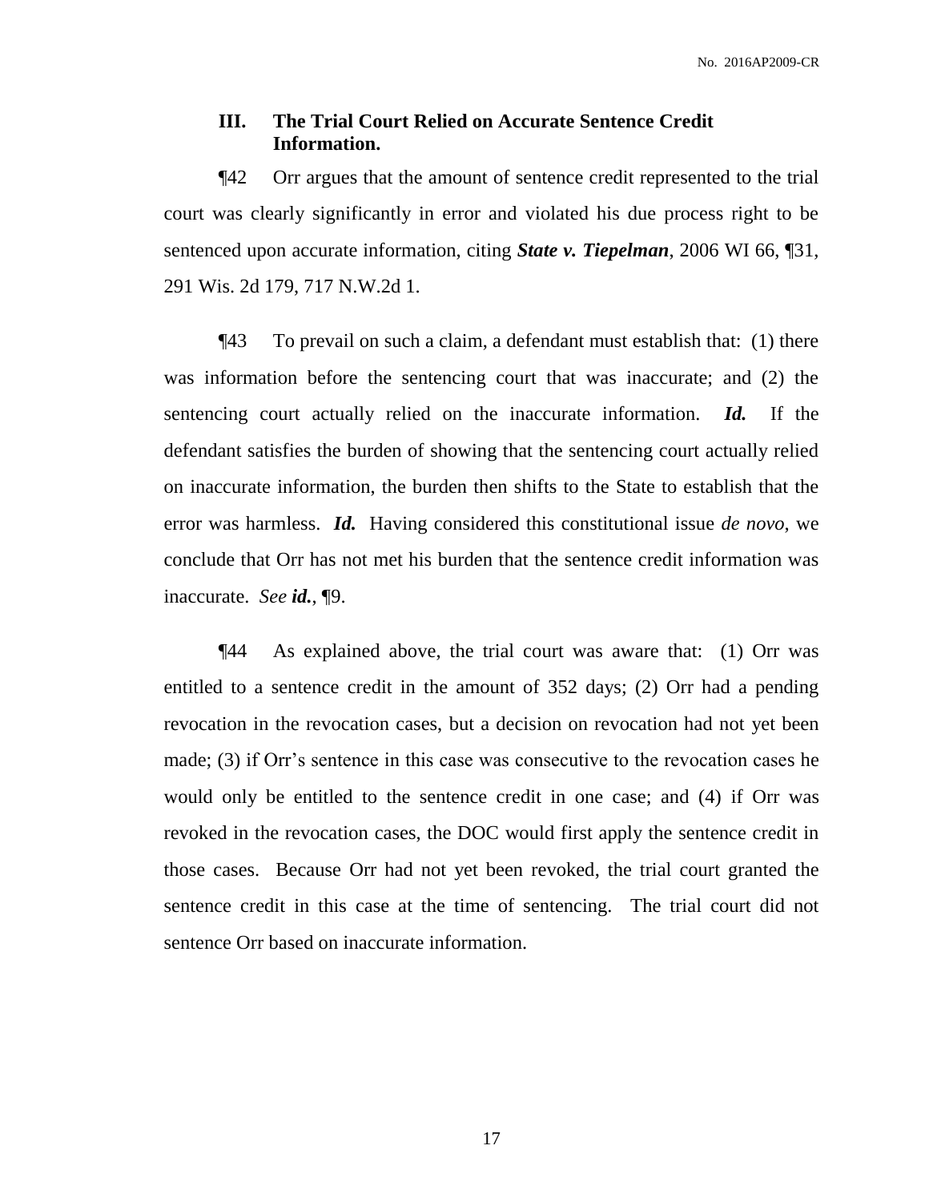### III. The Trial Court Relied on Accurate Sentence Credit Information.

¶42 Orr argues that the amount of sentence credit represented to the trial court was clearly significantly in error and violated his due process right to be sentenced upon accurate information, citing ***State v. Tiepelman***, 2006 WI 66, ¶31, 291 Wis. 2d 179, 717 N.W.2d 1.

¶43 To prevail on such a claim, a defendant must establish that: (1) there was information before the sentencing court that was inaccurate; and (2) the sentencing court actually relied on the inaccurate information. ***Id.*** If the defendant satisfies the burden of showing that the sentencing court actually relied on inaccurate information, the burden then shifts to the State to establish that the error was harmless. ***Id.*** Having considered this constitutional issue *de novo*, we conclude that Orr has not met his burden that the sentence credit information was inaccurate. *See* ***id.***, ¶9.

¶44 As explained above, the trial court was aware that: (1) Orr was entitled to a sentence credit in the amount of 352 days; (2) Orr had a pending revocation in the revocation cases, but a decision on revocation had not yet been made; (3) if Orr's sentence in this case was consecutive to the revocation cases he would only be entitled to the sentence credit in one case; and (4) if Orr was revoked in the revocation cases, the DOC would first apply the sentence credit in those cases. Because Orr had not yet been revoked, the trial court granted the sentence credit in this case at the time of sentencing. The trial court did not sentence Orr based on inaccurate information.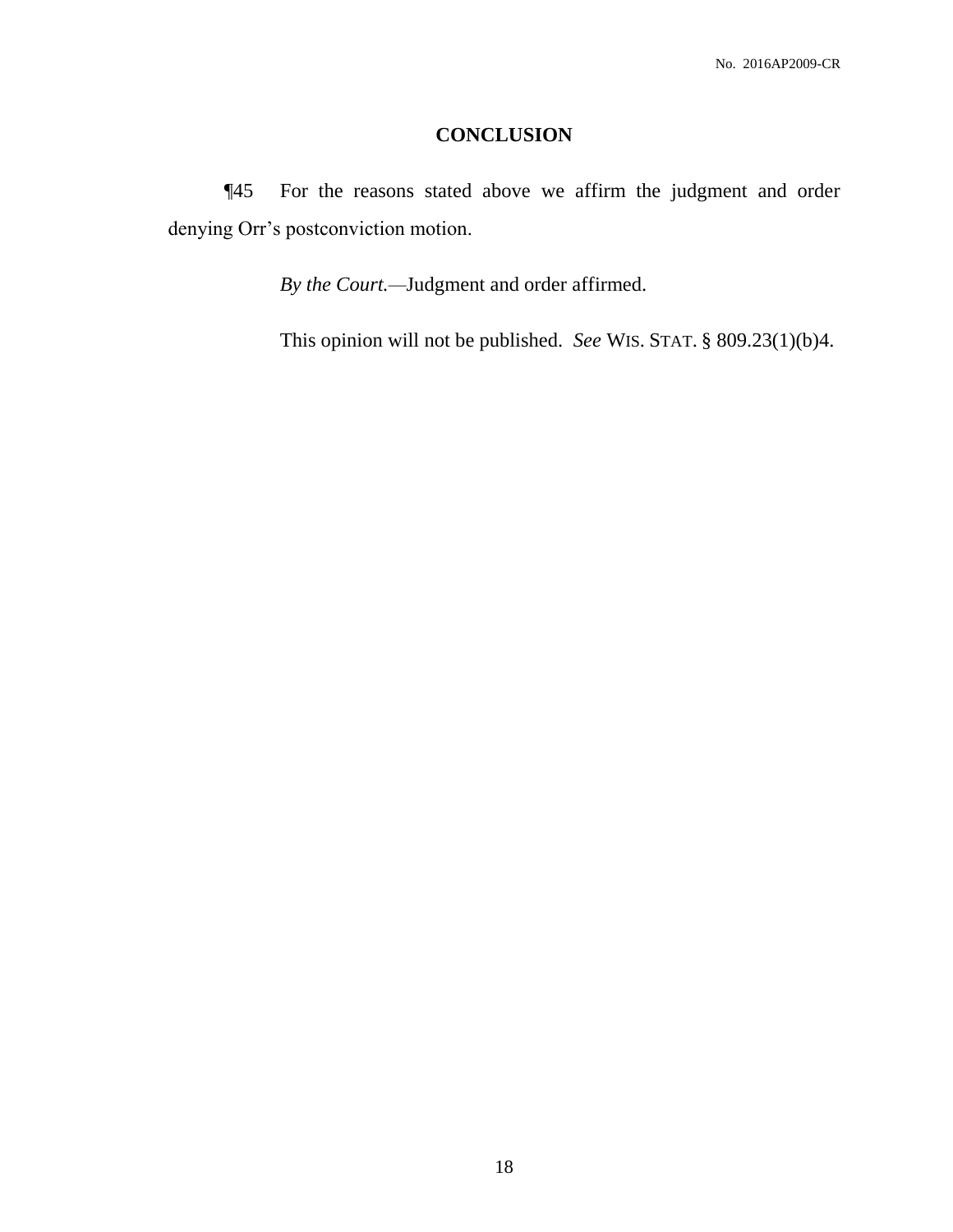## CONCLUSION

¶45 For the reasons stated above we affirm the judgment and order denying Orr's postconviction motion.

*By the Court.*—Judgment and order affirmed.

This opinion will not be published. *See* WIS. STAT. § 809.23(1)(b)4.